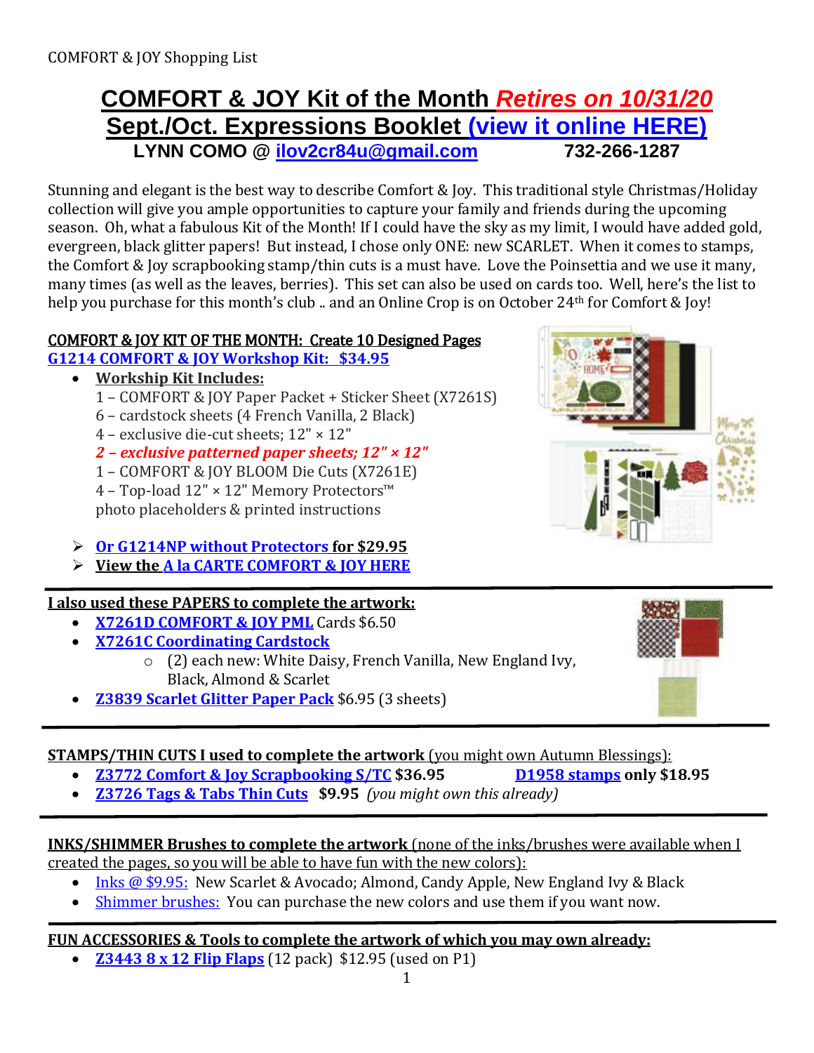COMFORT & JOY Shopping List

# COMFORT & JOY Kit of the Month *Retires on 10/31/20*

## Sept./Oct. Expressions Booklet (view it online HERE)

**LYNN COMO @ ilov2cr84u@gmail.com 732-266-1287**

Stunning and elegant is the best way to describe Comfort & Joy. This traditional style Christmas/Holiday collection will give you ample opportunities to capture your family and friends during the upcoming season. Oh, what a fabulous Kit of the Month! If I could have the sky as my limit, I would have added gold, evergreen, black glitter papers! But instead, I chose only ONE: new SCARLET. When it comes to stamps, the Comfort & Joy scrapbooking stamp/thin cuts is a must have. Love the Poinsettia and we use it many, many times (as well as the leaves, berries). This set can also be used on cards too. Well, here's the list to help you purchase for this month's club .. and an Online Crop is on October 24th for Comfort & Joy!

**COMFORT & JOY KIT OF THE MONTH: Create 10 Designed Pages**

**G1214 COMFORT & JOY Workshop Kit: $34.95**

- **Workshop Kit Includes:**
  1 – COMFORT & JOY Paper Packet + Sticker Sheet (X7261S)
  6 – cardstock sheets (4 French Vanilla, 2 Black)
  4 – exclusive die-cut sheets; 12" × 12"
  ***2 – exclusive patterned paper sheets; 12" × 12"***
  1 – COMFORT & JOY BLOOM Die Cuts (X7261E)
  4 – Top-load 12" × 12" Memory Protectors™
  photo placeholders & printed instructions

- **Or G1214NP without Protectors for $29.95**
- **View the A la CARTE COMFORT & JOY HERE**

**I also used these PAPERS to complete the artwork:**

- **X7261D COMFORT & JOY PML** Cards $6.50
- **X7261C Coordinating Cardstock**
  - (2) each new: White Daisy, French Vanilla, New England Ivy, Black, Almond & Scarlet
- **Z3839 Scarlet Glitter Paper Pack** $6.95 (3 sheets)

**STAMPS/THIN CUTS I used to complete the artwork** (you might own Autumn Blessings):

- **Z3772 Comfort & Joy Scrapbooking S/TC $36.95** **D1958 stamps only $18.95**
- **Z3726 Tags & Tabs Thin Cuts $9.95** *(you might own this already)*

**INKS/SHIMMER Brushes to complete the artwork** (none of the inks/brushes were available when I created the pages, so you will be able to have fun with the new colors):

- Inks @ $9.95: New Scarlet & Avocado; Almond, Candy Apple, New England Ivy & Black
- Shimmer brushes: You can purchase the new colors and use them if you want now.

**FUN ACCESSORIES & Tools to complete the artwork of which you may own already:**

- **Z3443 8 x 12 Flip Flaps** (12 pack) $12.95 (used on P1)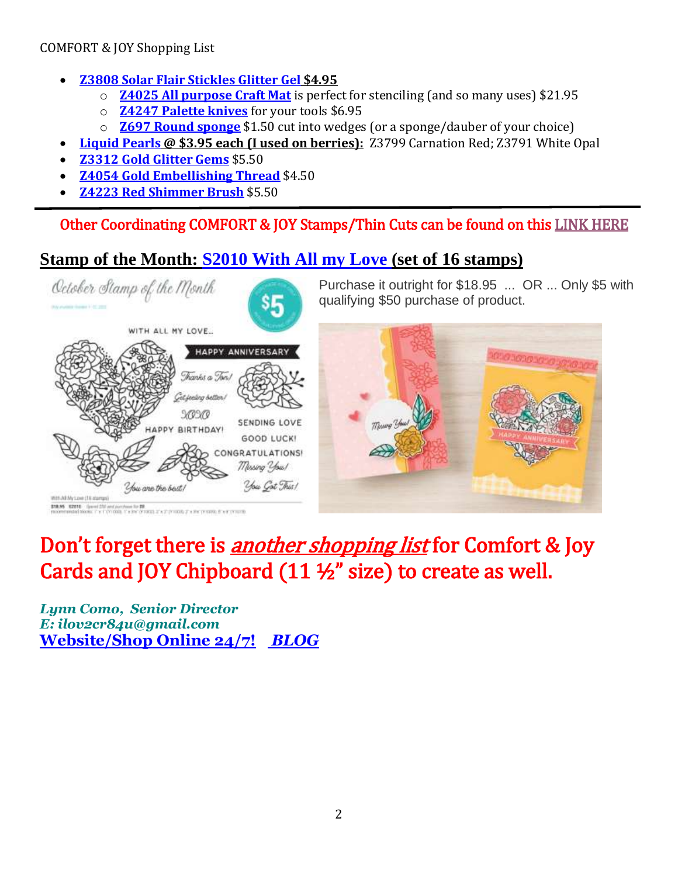COMFORT & JOY Shopping List

- **Z3808 Solar Flair Stickles Glitter Gel $4.95**
  - **Z4025 All purpose Craft Mat** is perfect for stenciling (and so many uses) $21.95
  - **Z4247 Palette knives** for your tools $6.95
  - **Z697 Round sponge** $1.50 cut into wedges (or a sponge/dauber of your choice)
- **Liquid Pearls @ $3.95 each (I used on berries):** Z3799 Carnation Red; Z3791 White Opal
- **Z3312 Gold Glitter Gems** $5.50
- **Z4054 Gold Embellishing Thread** $4.50
- **Z4223 Red Shimmer Brush** $5.50

---

Other Coordinating COMFORT & JOY Stamps/Thin Cuts can be found on this LINK HERE

## Stamp of the Month: S2010 With All my Love (set of 16 stamps)

Purchase it outright for $18.95 ... OR ... Only $5 with qualifying $50 purchase of product.

# Don't forget there is *another shopping list* for Comfort & Joy Cards and JOY Chipboard (11 ½" size) to create as well.

***Lynn Como, Senior Director***
***E: ilov2cr84u@gmail.com***
**Website/Shop Online 24/7!** ***BLOG***